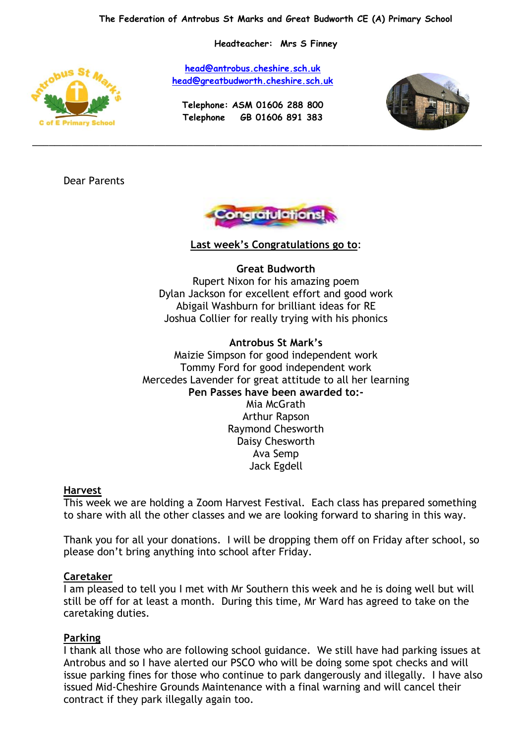**The Federation of Antrobus St Marks and Great Budworth CE (A) Primary School**

**Headteacher: Mrs S Finney**

head@antrobus.cheshire.sch.uk
head@greatbudworth.cheshire.sch.uk

**Telephone: ASM 01606 288 800**
**Telephone GB 01606 891 383**

---

Dear Parents

Congratulations!

**Last week's Congratulations go to:**

**Great Budworth**
Rupert Nixon for his amazing poem
Dylan Jackson for excellent effort and good work
Abigail Washburn for brilliant ideas for RE
Joshua Collier for really trying with his phonics

**Antrobus St Mark's**
Maizie Simpson for good independent work
Tommy Ford for good independent work
Mercedes Lavender for great attitude to all her learning

**Pen Passes have been awarded to:-**
Mia McGrath
Arthur Rapson
Raymond Chesworth
Daisy Chesworth
Ava Semp
Jack Egdell

**Harvest**

This week we are holding a Zoom Harvest Festival. Each class has prepared something to share with all the other classes and we are looking forward to sharing in this way.

Thank you for all your donations. I will be dropping them off on Friday after school, so please don't bring anything into school after Friday.

**Caretaker**

I am pleased to tell you I met with Mr Southern this week and he is doing well but will still be off for at least a month. During this time, Mr Ward has agreed to take on the caretaking duties.

**Parking**

I thank all those who are following school guidance. We still have had parking issues at Antrobus and so I have alerted our PSCO who will be doing some spot checks and will issue parking fines for those who continue to park dangerously and illegally. I have also issued Mid-Cheshire Grounds Maintenance with a final warning and will cancel their contract if they park illegally again too.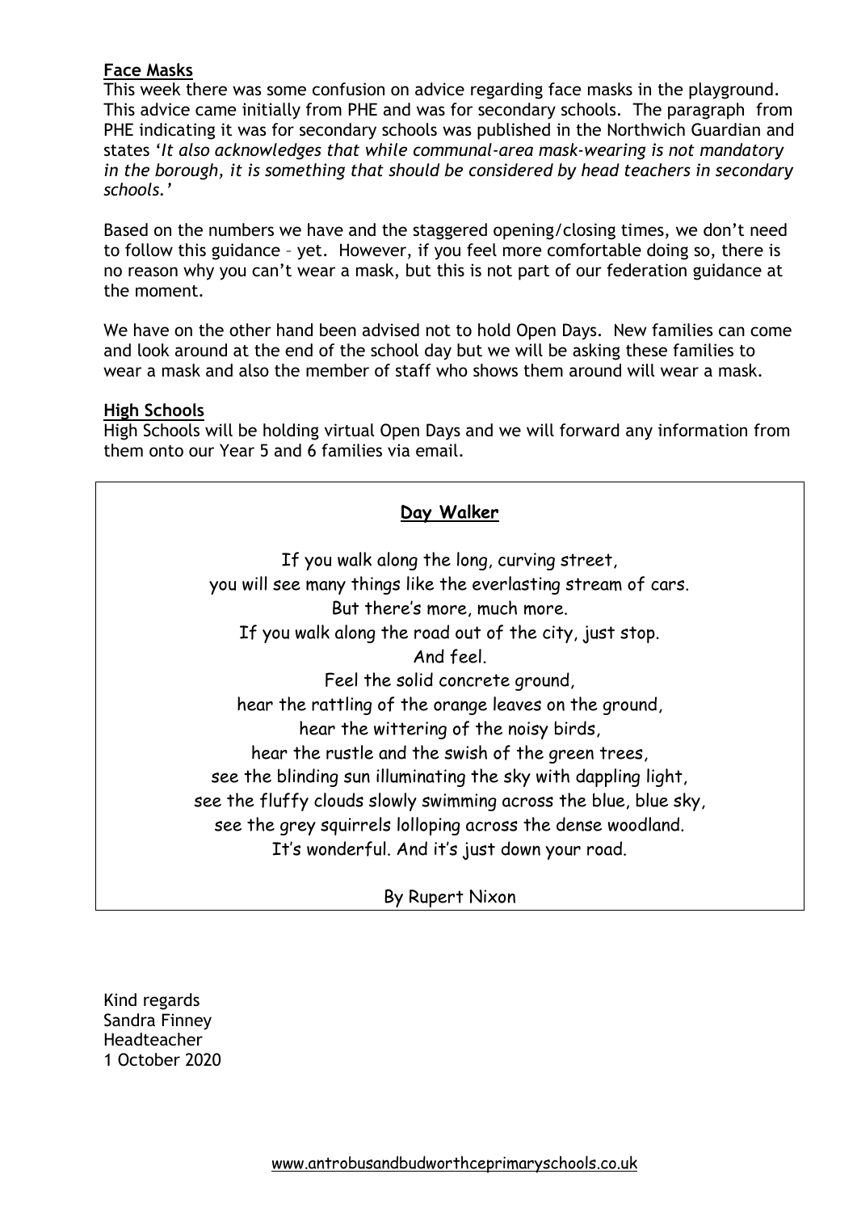**Face Masks**

This week there was some confusion on advice regarding face masks in the playground. This advice came initially from PHE and was for secondary schools. The paragraph from PHE indicating it was for secondary schools was published in the Northwich Guardian and states '*It also acknowledges that while communal-area mask-wearing is not mandatory in the borough, it is something that should be considered by head teachers in secondary schools.*'

Based on the numbers we have and the staggered opening/closing times, we don't need to follow this guidance – yet. However, if you feel more comfortable doing so, there is no reason why you can't wear a mask, but this is not part of our federation guidance at the moment.

We have on the other hand been advised not to hold Open Days. New families can come and look around at the end of the school day but we will be asking these families to wear a mask and also the member of staff who shows them around will wear a mask.

**High Schools**

High Schools will be holding virtual Open Days and we will forward any information from them onto our Year 5 and 6 families via email.

**Day Walker**

If you walk along the long, curving street,
you will see many things like the everlasting stream of cars.
But there's more, much more.
If you walk along the road out of the city, just stop.
And feel.
Feel the solid concrete ground,
hear the rattling of the orange leaves on the ground,
hear the wittering of the noisy birds,
hear the rustle and the swish of the green trees,
see the blinding sun illuminating the sky with dappling light,
see the fluffy clouds slowly swimming across the blue, blue sky,
see the grey squirrels lolloping across the dense woodland.
It's wonderful. And it's just down your road.

By Rupert Nixon

Kind regards
Sandra Finney
Headteacher
1 October 2020

www.antrobusandbudworthceprimaryschools.co.uk